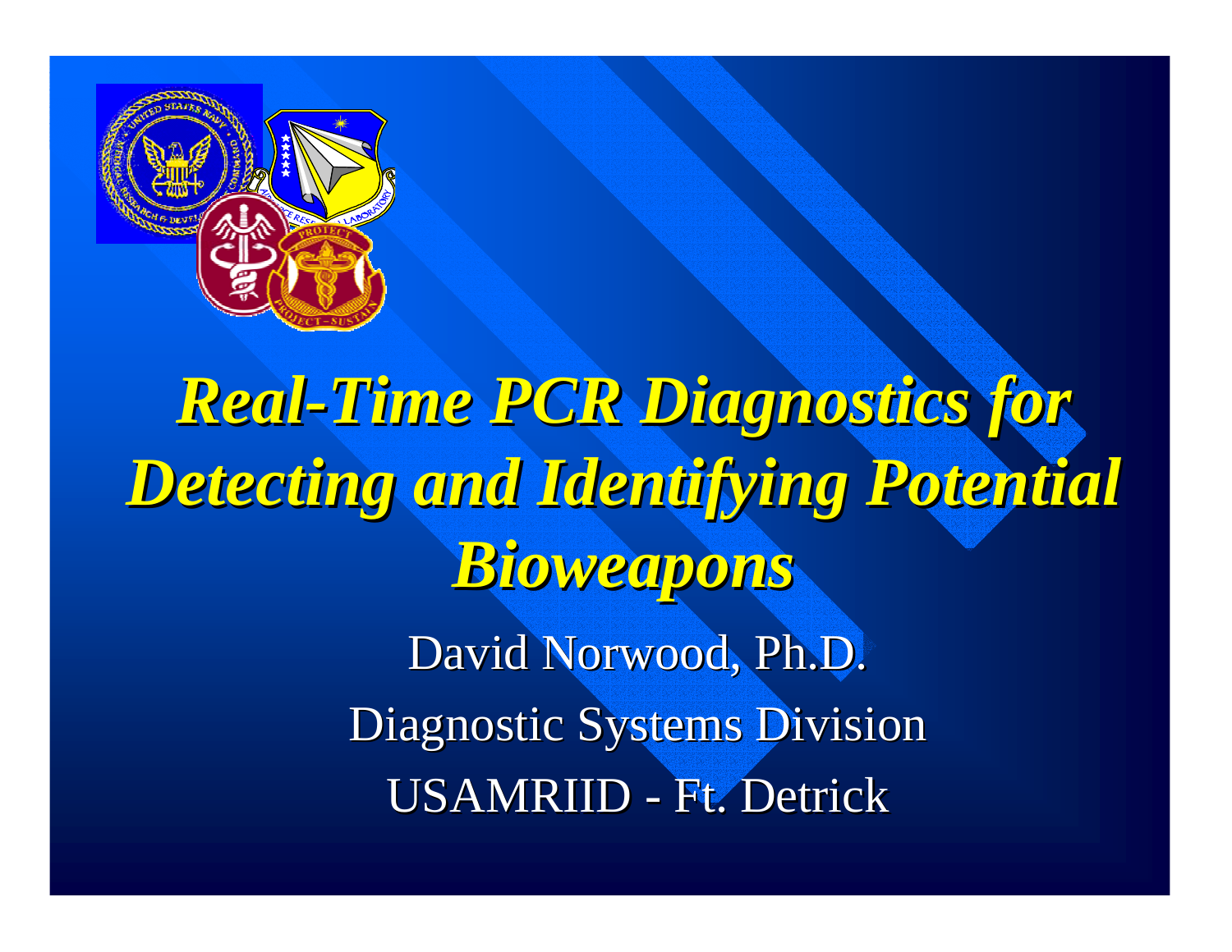# *Real-Time PCR Diagnostics for Detecting and Identifying Potential Bioweapons*

David Norwood, Ph.D.

Diagnostic Systems Division

USAMRIID - Ft. Detrick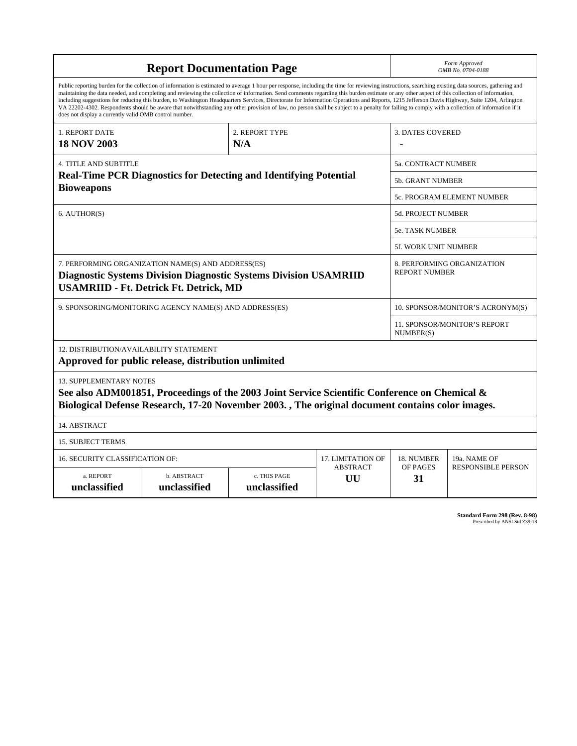# Report Documentation Page

*Form Approved*
*OMB No. 0704-0188*

Public reporting burden for the collection of information is estimated to average 1 hour per response, including the time for reviewing instructions, searching existing data sources, gathering and maintaining the data needed, and completing and reviewing the collection of information. Send comments regarding this burden estimate or any other aspect of this collection of information, including suggestions for reducing this burden, to Washington Headquarters Services, Directorate for Information Operations and Reports, 1215 Jefferson Davis Highway, Suite 1204, Arlington VA 22202-4302. Respondents should be aware that notwithstanding any other provision of law, no person shall be subject to a penalty for failing to comply with a collection of information if it does not display a currently valid OMB control number.

| 1. REPORT DATE | 2. REPORT TYPE | 3. DATES COVERED |
|---|---|---|
| **18 NOV 2003** | **N/A** | **-** |

| 4. TITLE AND SUBTITLE | |
|---|---|
| **Real-Time PCR Diagnostics for Detecting and Identifying Potential Bioweapons** | 5a. CONTRACT NUMBER |
| | 5b. GRANT NUMBER |
| | 5c. PROGRAM ELEMENT NUMBER |
| 6. AUTHOR(S) | 5d. PROJECT NUMBER |
| | 5e. TASK NUMBER |
| | 5f. WORK UNIT NUMBER |
| 7. PERFORMING ORGANIZATION NAME(S) AND ADDRESS(ES) **Diagnostic Systems Division Diagnostic Systems Division USAMRIID USAMRIID - Ft. Detrick Ft. Detrick, MD** | 8. PERFORMING ORGANIZATION REPORT NUMBER |
| 9. SPONSORING/MONITORING AGENCY NAME(S) AND ADDRESS(ES) | 10. SPONSOR/MONITOR'S ACRONYM(S) |
| | 11. SPONSOR/MONITOR'S REPORT NUMBER(S) |

12. DISTRIBUTION/AVAILABILITY STATEMENT
**Approved for public release, distribution unlimited**

13. SUPPLEMENTARY NOTES
**See also ADM001851, Proceedings of the 2003 Joint Service Scientific Conference on Chemical & Biological Defense Research, 17-20 November 2003. , The original document contains color images.**

14. ABSTRACT

15. SUBJECT TERMS

| 16. SECURITY CLASSIFICATION OF: | | | 17. LIMITATION OF ABSTRACT | 18. NUMBER OF PAGES | 19a. NAME OF RESPONSIBLE PERSON |
|---|---|---|---|---|---|
| a. REPORT | b. ABSTRACT | c. THIS PAGE | | | |
| **unclassified** | **unclassified** | **unclassified** | **UU** | **31** | |

**Standard Form 298 (Rev. 8-98)**
Prescribed by ANSI Std Z39-18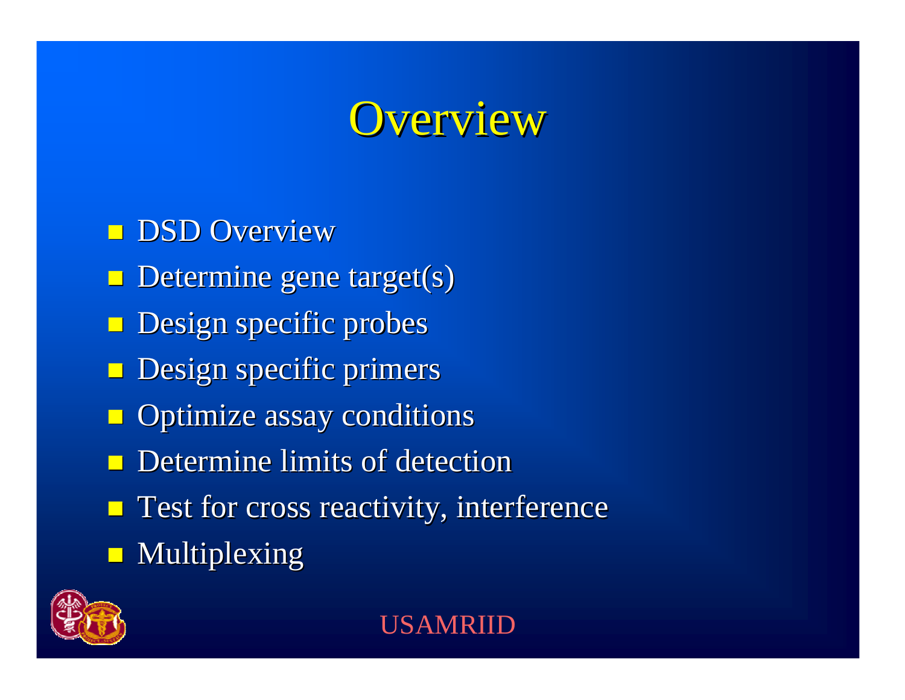# Overview

- DSD Overview
- Determine gene target(s)
- Design specific probes
- Design specific primers
- Optimize assay conditions
- Determine limits of detection
- Test for cross reactivity, interference
- Multiplexing

USAMRIID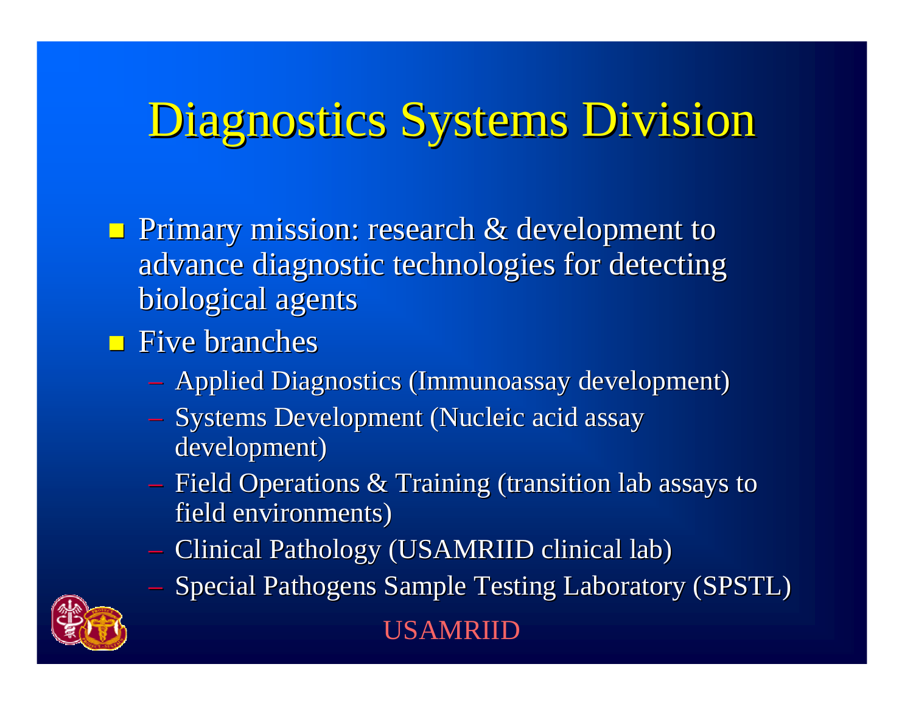# Diagnostics Systems Division

- Primary mission: research & development to advance diagnostic technologies for detecting biological agents
- Five branches
  - Applied Diagnostics (Immunoassay development)
  - Systems Development (Nucleic acid assay development)
  - Field Operations & Training (transition lab assays to field environments)
  - Clinical Pathology (USAMRIID clinical lab)
  - Special Pathogens Sample Testing Laboratory (SPSTL)

USAMRIID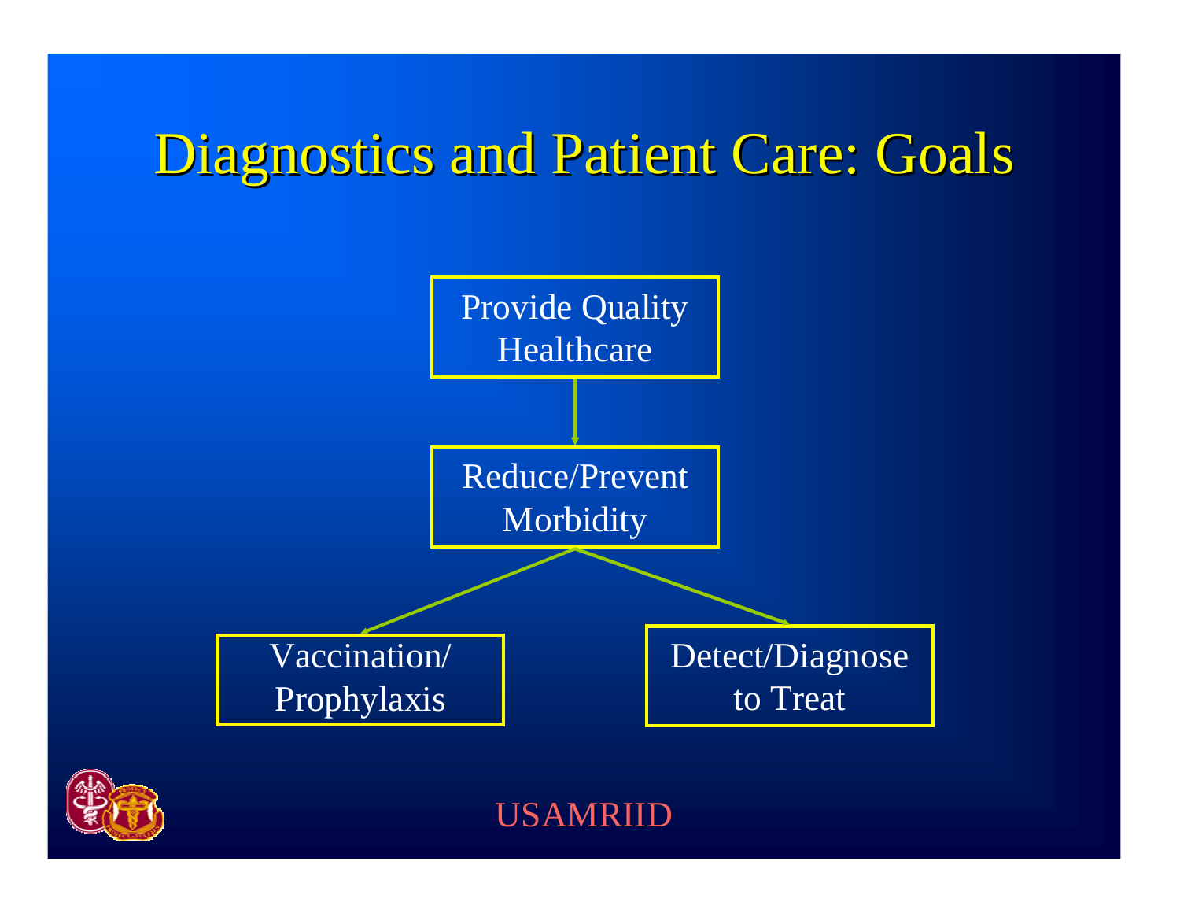# Diagnostics and Patient Care: Goals

Provide Quality Healthcare

↓

Reduce/Prevent Morbidity

↙ ↘

Vaccination/ Prophylaxis

Detect/Diagnose to Treat

USAMRIID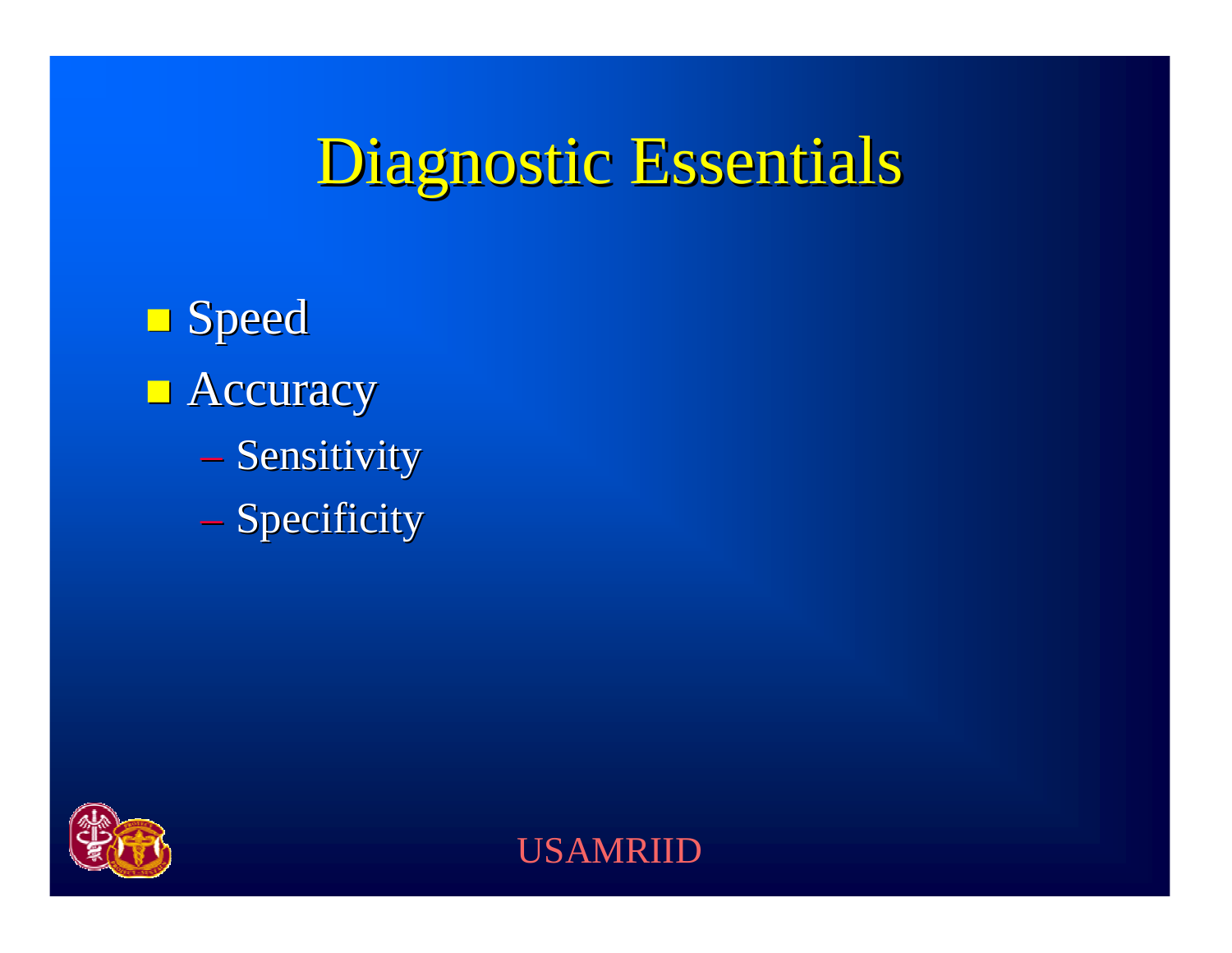# Diagnostic Essentials

- Speed
- Accuracy
  - Sensitivity
  - Specificity

USAMRIID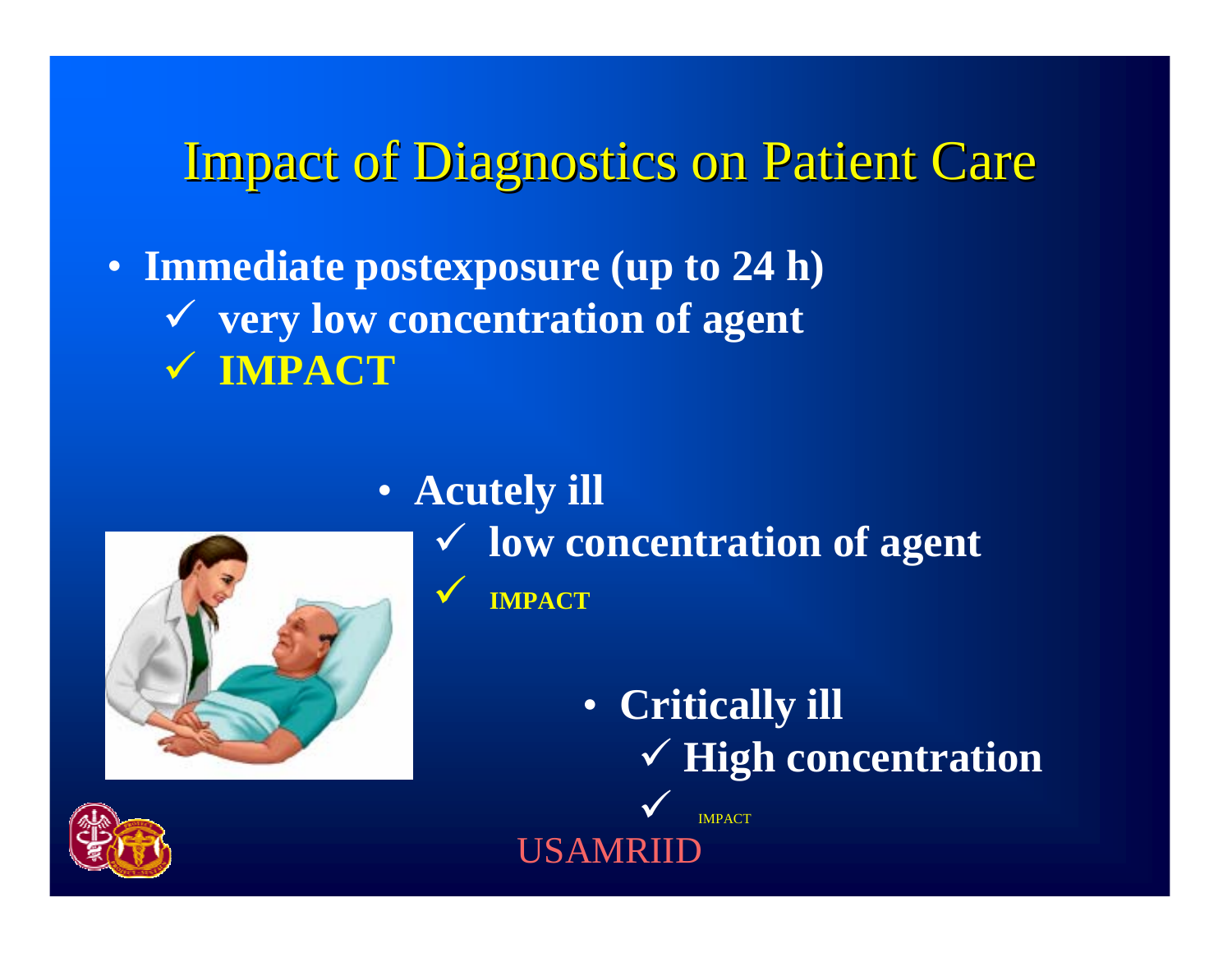# Impact of Diagnostics on Patient Care

- **Immediate postexposure (up to 24 h)**
  - ✓ **very low concentration of agent**
  - ✓ **IMPACT**

- **Acutely ill**
  - ✓ **low concentration of agent**
  - ✓ **IMPACT**

- **Critically ill**
  - ✓ **High concentration**
  - ✓ IMPACT

USAMRIID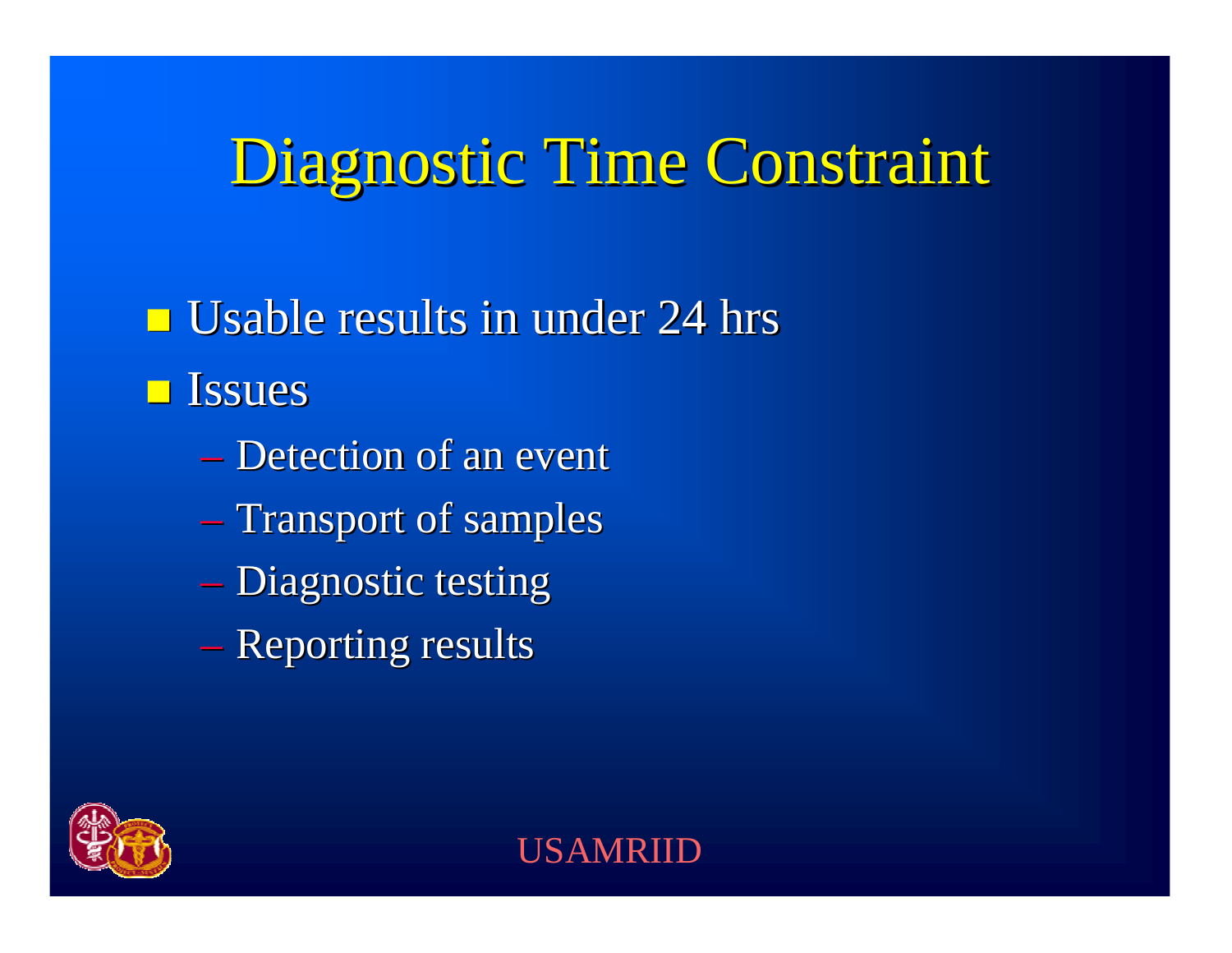# Diagnostic Time Constraint

- Usable results in under 24 hrs
- Issues
  - Detection of an event
  - Transport of samples
  - Diagnostic testing
  - Reporting results

USAMRIID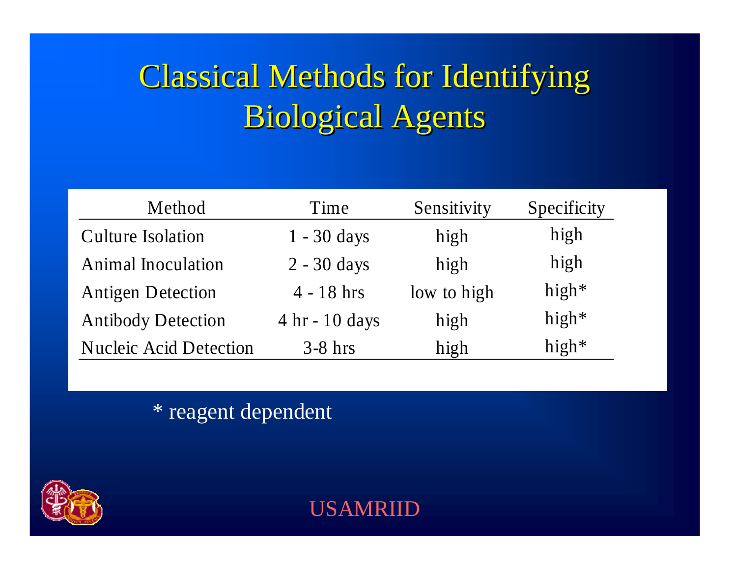# Classical Methods for Identifying Biological Agents

| Method | Time | Sensitivity | Specificity |
|---|---|---|---|
| Culture Isolation | 1 - 30 days | high | high |
| Animal Inoculation | 2 - 30 days | high | high |
| Antigen Detection | 4 - 18 hrs | low to high | high* |
| Antibody Detection | 4 hr - 10 days | high | high* |
| Nucleic Acid Detection | 3-8 hrs | high | high* |

* reagent dependent

USAMRIID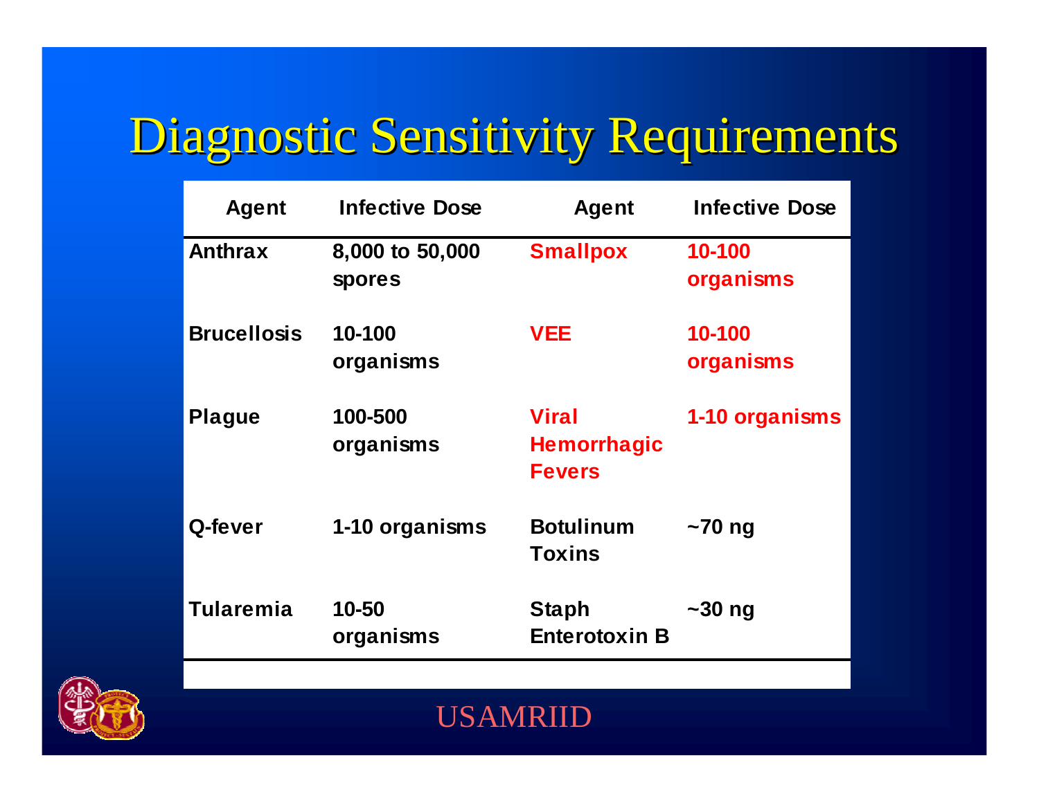# Diagnostic Sensitivity Requirements

| Agent | Infective Dose | Agent | Infective Dose |
|---|---|---|---|
| Anthrax | 8,000 to 50,000 spores | Smallpox | 10-100 organisms |
| Brucellosis | 10-100 organisms | VEE | 10-100 organisms |
| Plague | 100-500 organisms | Viral Hemorrhagic Fevers | 1-10 organisms |
| Q-fever | 1-10 organisms | Botulinum Toxins | ~70 ng |
| Tularemia | 10-50 organisms | Staph Enterotoxin B | ~30 ng |

USAMRIID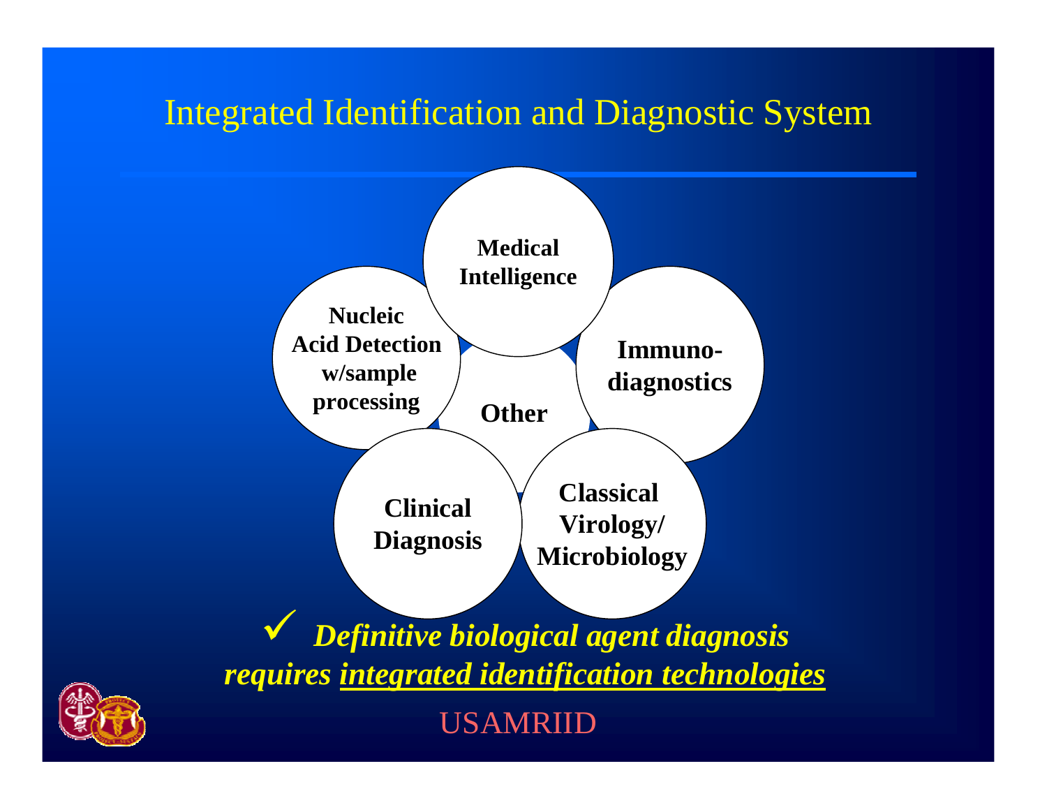# Integrated Identification and Diagnostic System

- Medical Intelligence
- Immuno-diagnostics
- Classical Virology/ Microbiology
- Clinical Diagnosis
- Nucleic Acid Detection w/sample processing
- Other

✓ ***Definitive biological agent diagnosis requires integrated identification technologies***

USAMRIID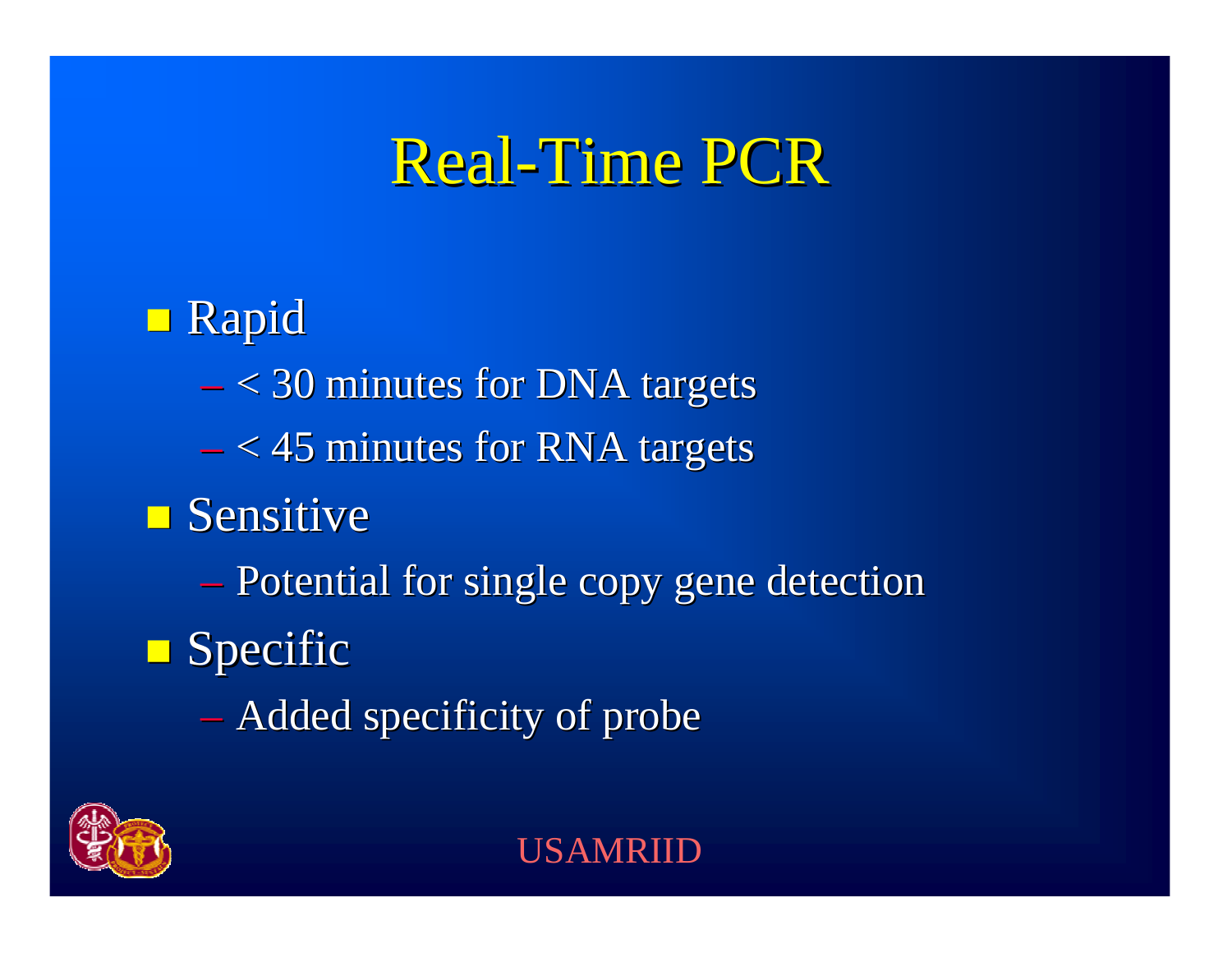# Real-Time PCR

- Rapid
  - < 30 minutes for DNA targets
  - < 45 minutes for RNA targets
- Sensitive
  - Potential for single copy gene detection
- Specific
  - Added specificity of probe

USAMRIID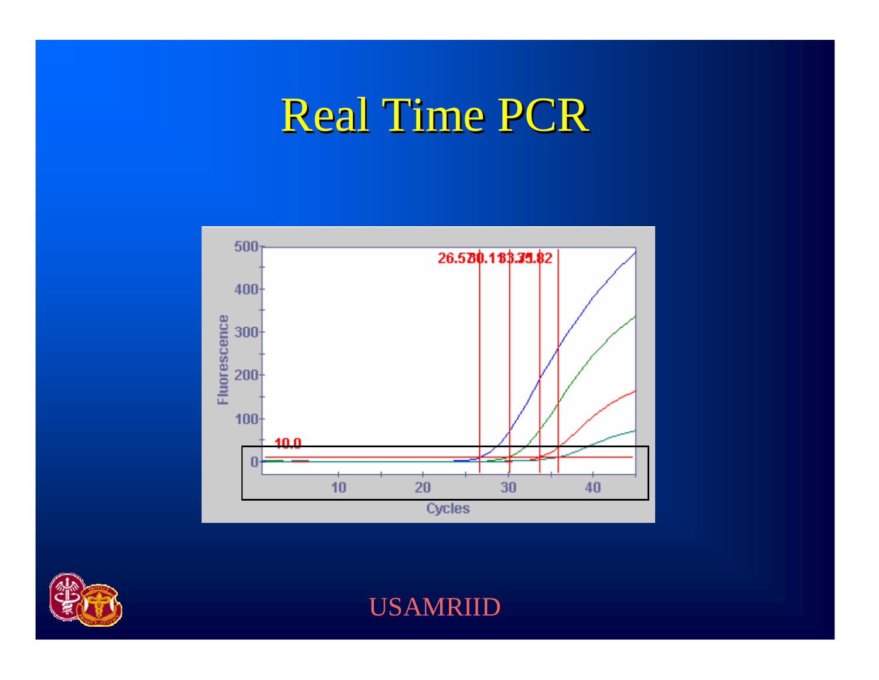# Real Time PCR

USAMRIID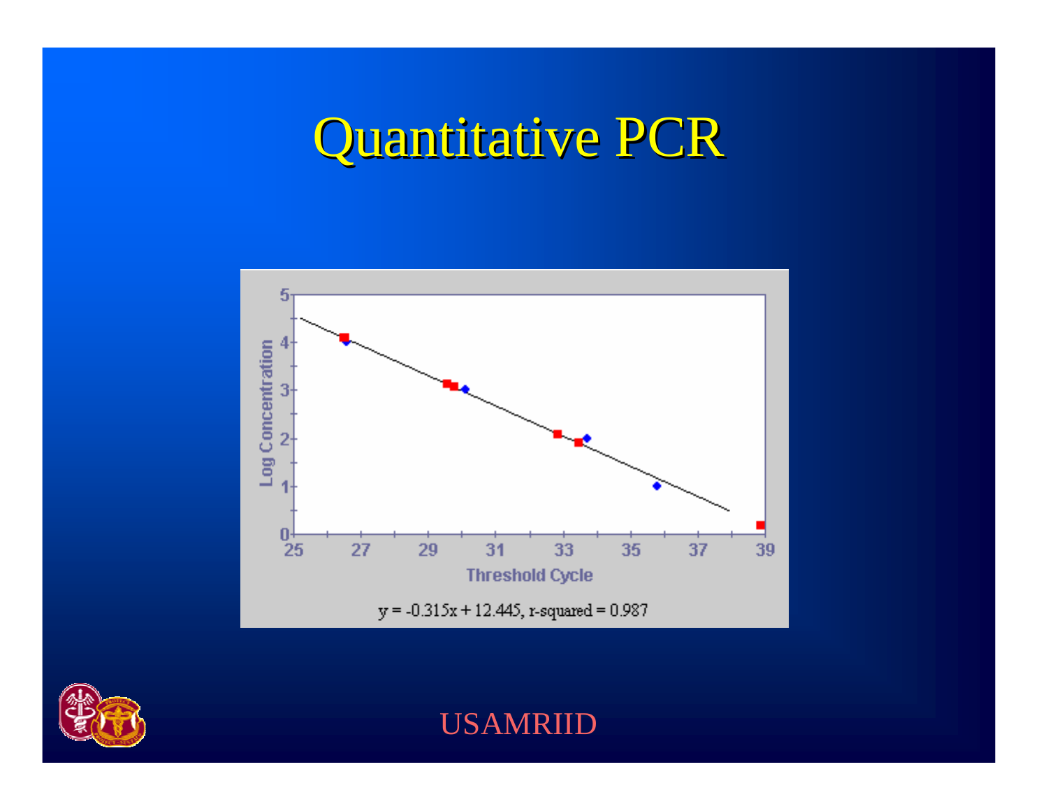# Quantitative PCR

Log Concentration

Threshold Cycle

$y = -0.315x + 12.445$, r-squared = 0.987

USAMRIID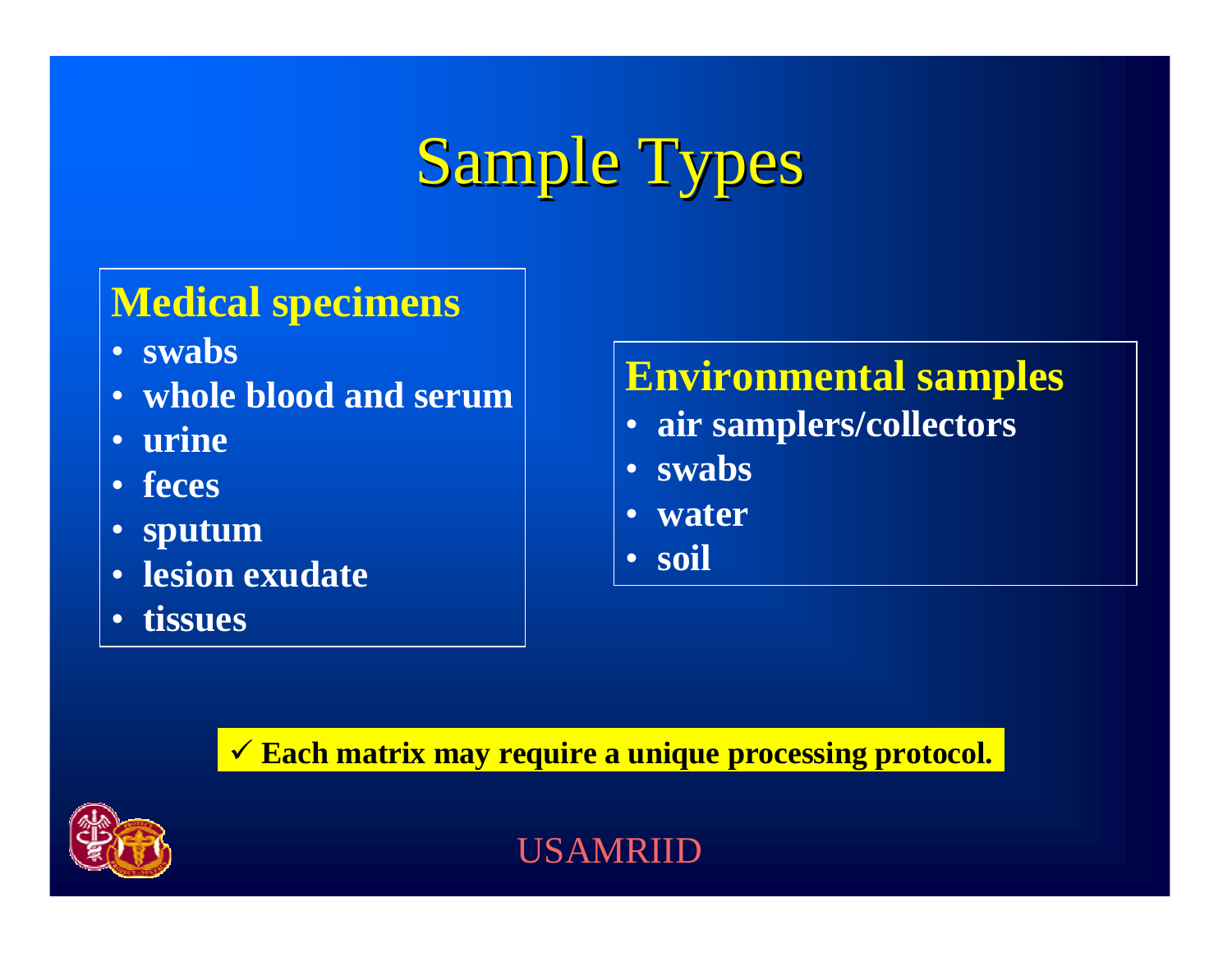# Sample Types

## Medical specimens

- swabs
- whole blood and serum
- urine
- feces
- sputum
- lesion exudate
- tissues

## Environmental samples

- air samplers/collectors
- swabs
- water
- soil

✓ **Each matrix may require a unique processing protocol.**

USAMRIID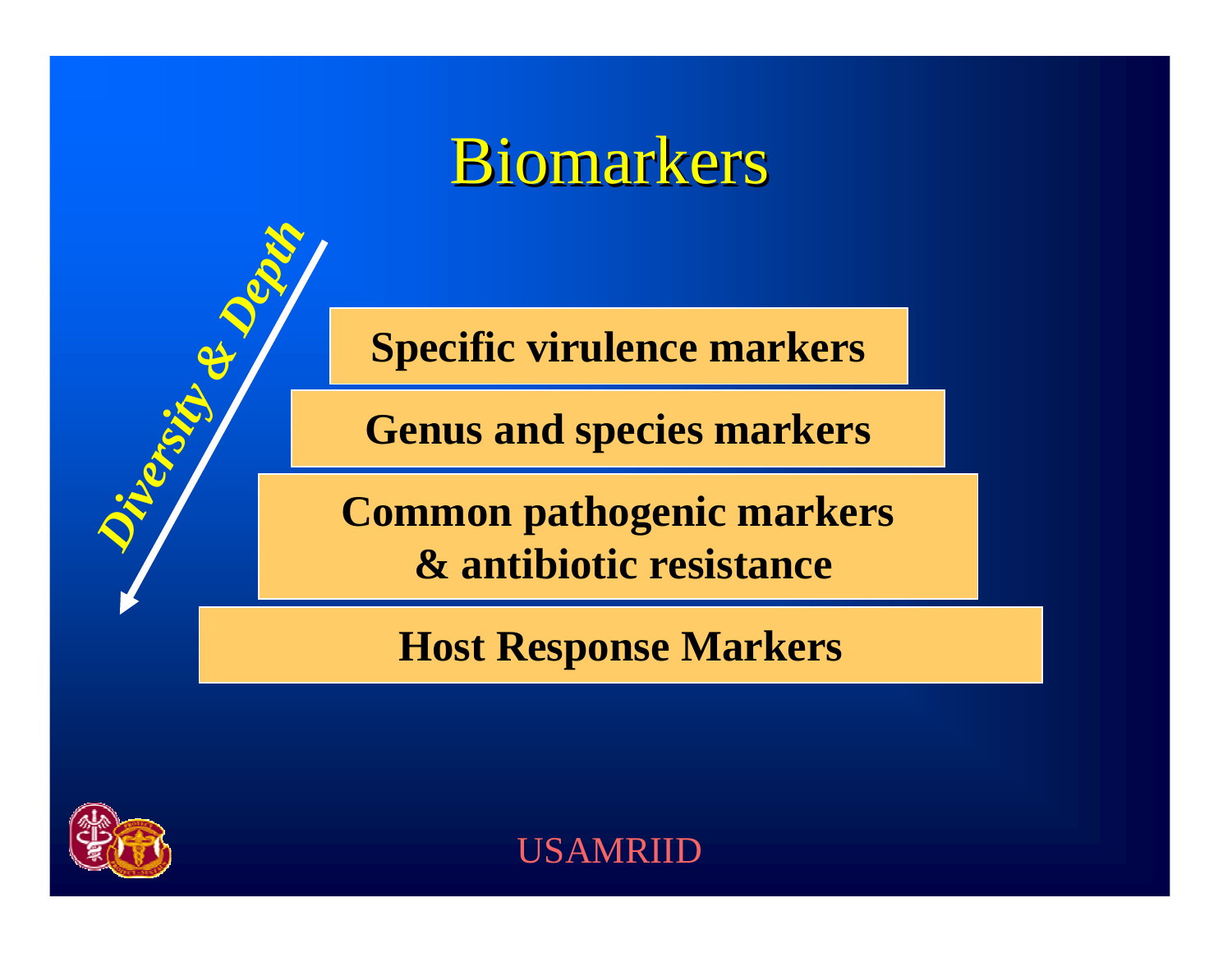# Biomarkers

*Diversity & Depth*

**Specific virulence markers**

**Genus and species markers**

**Common pathogenic markers & antibiotic resistance**

**Host Response Markers**

USAMRIID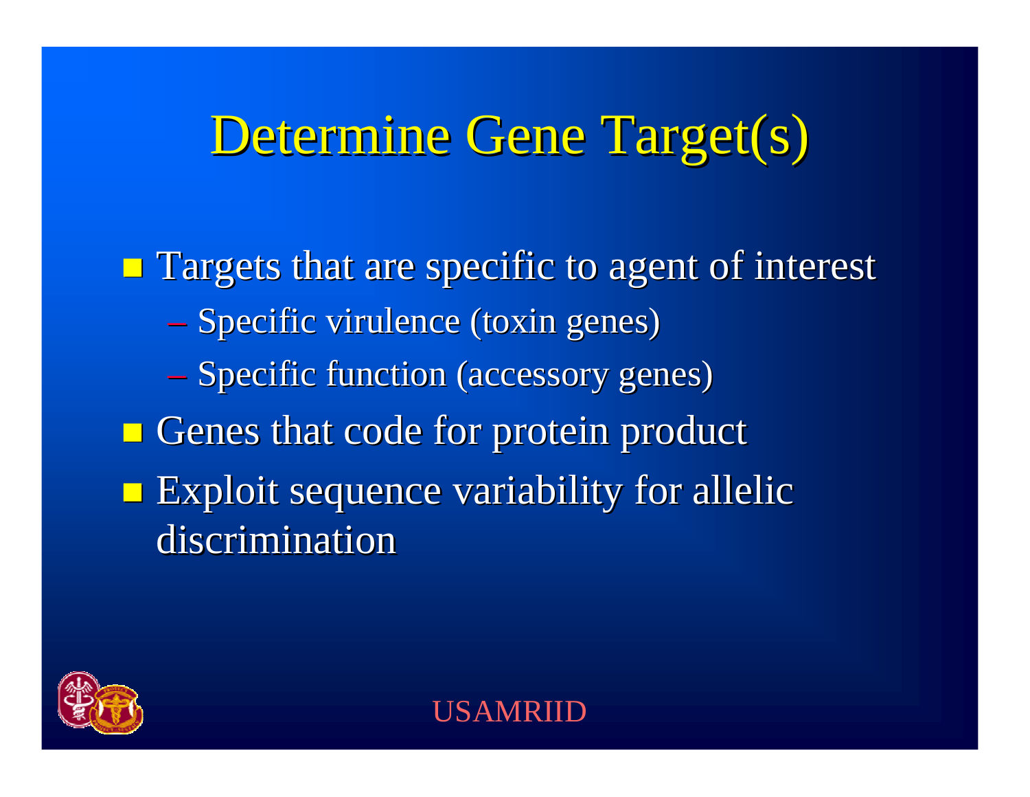# Determine Gene Target(s)

- Targets that are specific to agent of interest
  - Specific virulence (toxin genes)
  - Specific function (accessory genes)
- Genes that code for protein product
- Exploit sequence variability for allelic discrimination

USAMRIID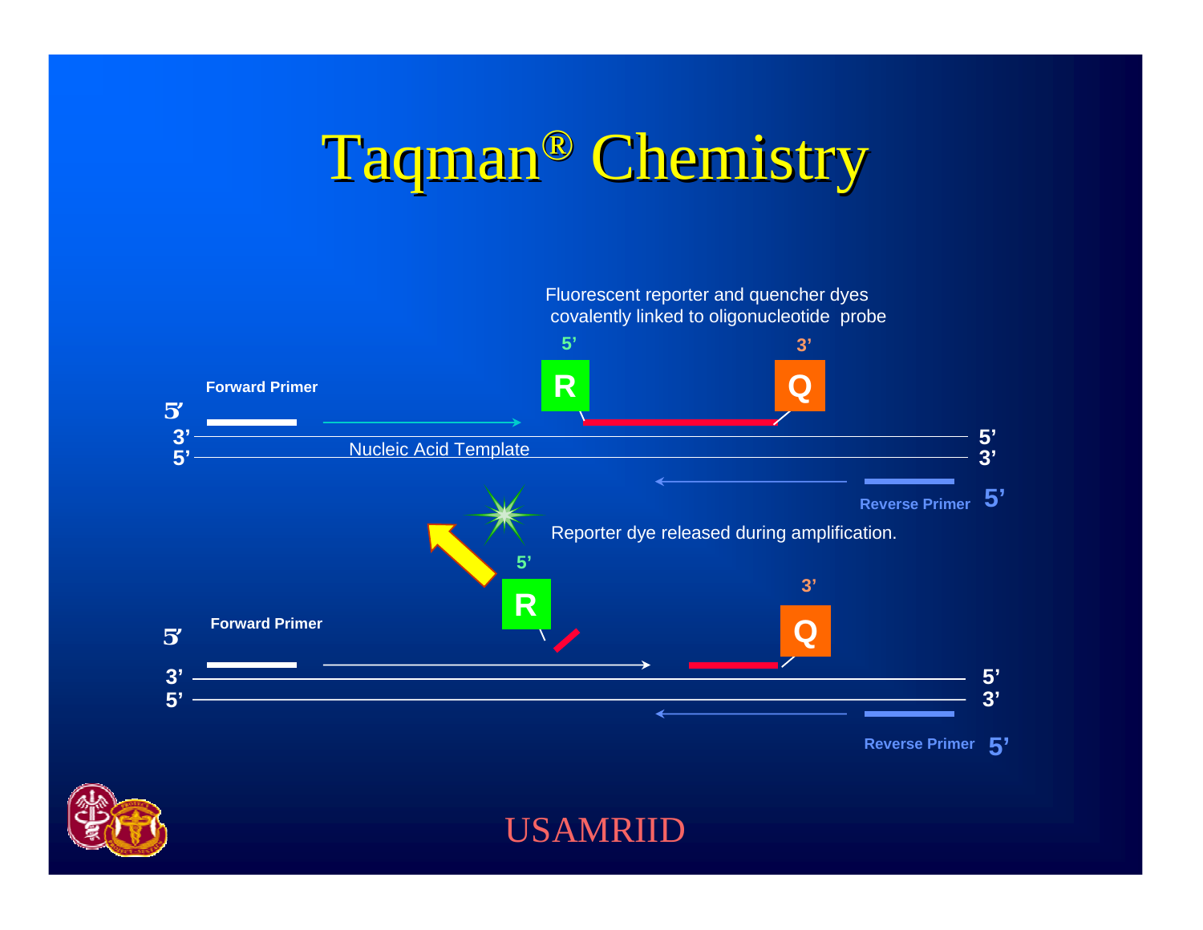# Taqman® Chemistry

Fluorescent reporter and quencher dyes covalently linked to oligonucleotide probe

5' R — Q 3'

**Forward Primer**

5' 3' 5'

Nucleic Acid Template

5' 3'

**Reverse Primer** 5'

Reporter dye released during amplification.

5' R

3' Q

**Forward Primer**

5' 3' 5'

5' 3'

**Reverse Primer** 5'

USAMRIID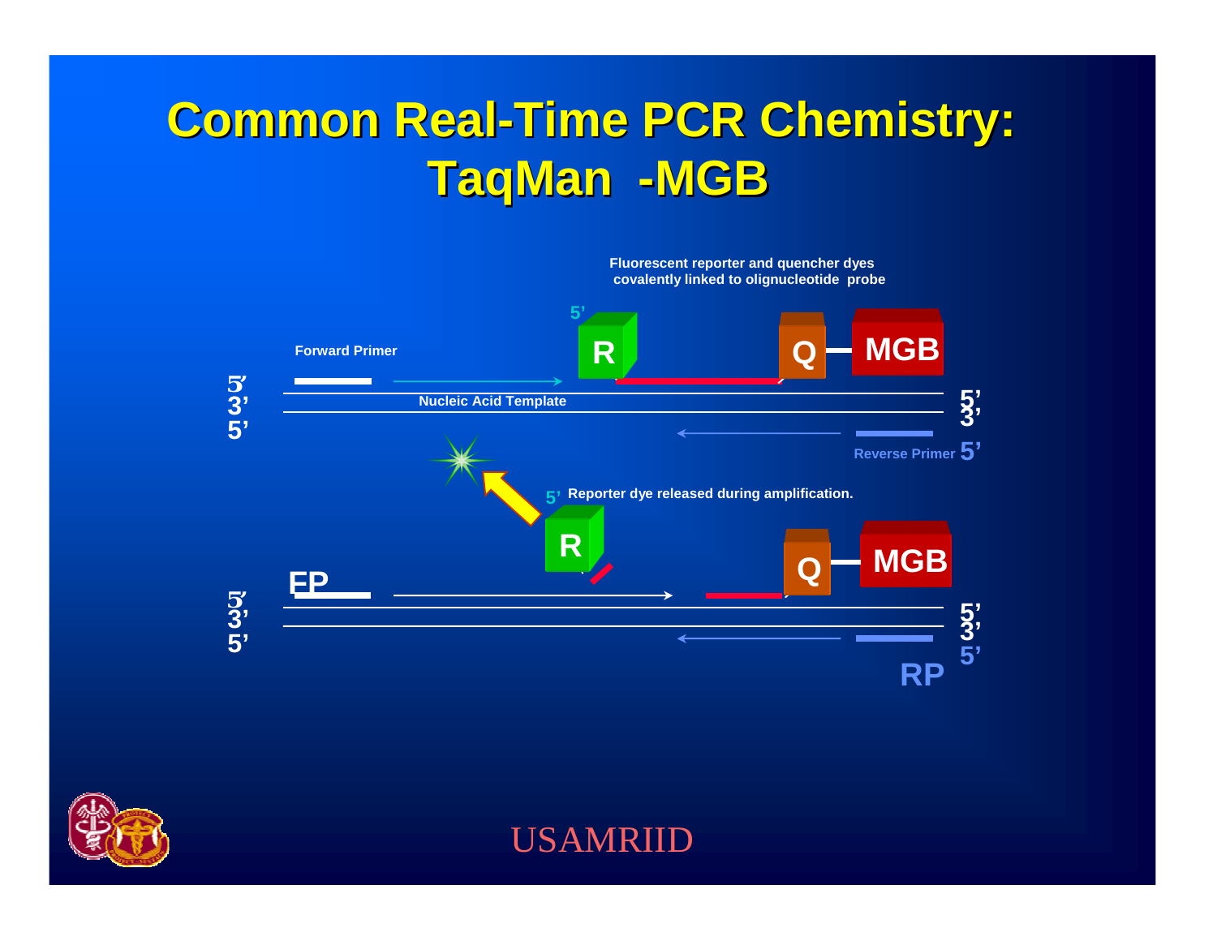# Common Real-Time PCR Chemistry: TaqMan -MGB

Fluorescent reporter and quencher dyes covalently linked to olignucleotide probe

5'

Forward Primer

R

Q

MGB

5'
3'
5'

Nucleic Acid Template

5'
3'

Reverse Primer 5'

5' Reporter dye released during amplification.

R

Q

MGB

FP

5'
3'
5'

5'
3'
5'

RP

USAMRIID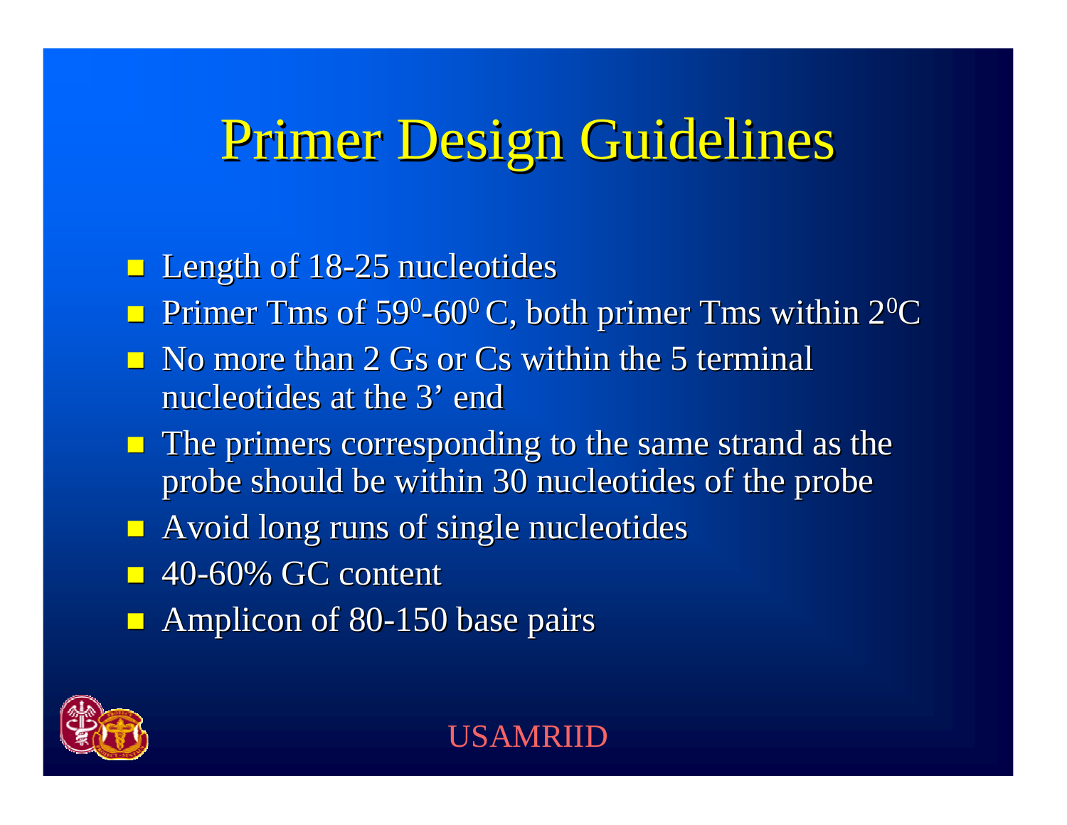# Primer Design Guidelines

- Length of 18-25 nucleotides
- Primer Tms of $59^0$-$60^0$ C, both primer Tms within $2^0$C
- No more than 2 Gs or Cs within the 5 terminal nucleotides at the 3' end
- The primers corresponding to the same strand as the probe should be within 30 nucleotides of the probe
- Avoid long runs of single nucleotides
- 40-60% GC content
- Amplicon of 80-150 base pairs

USAMRIID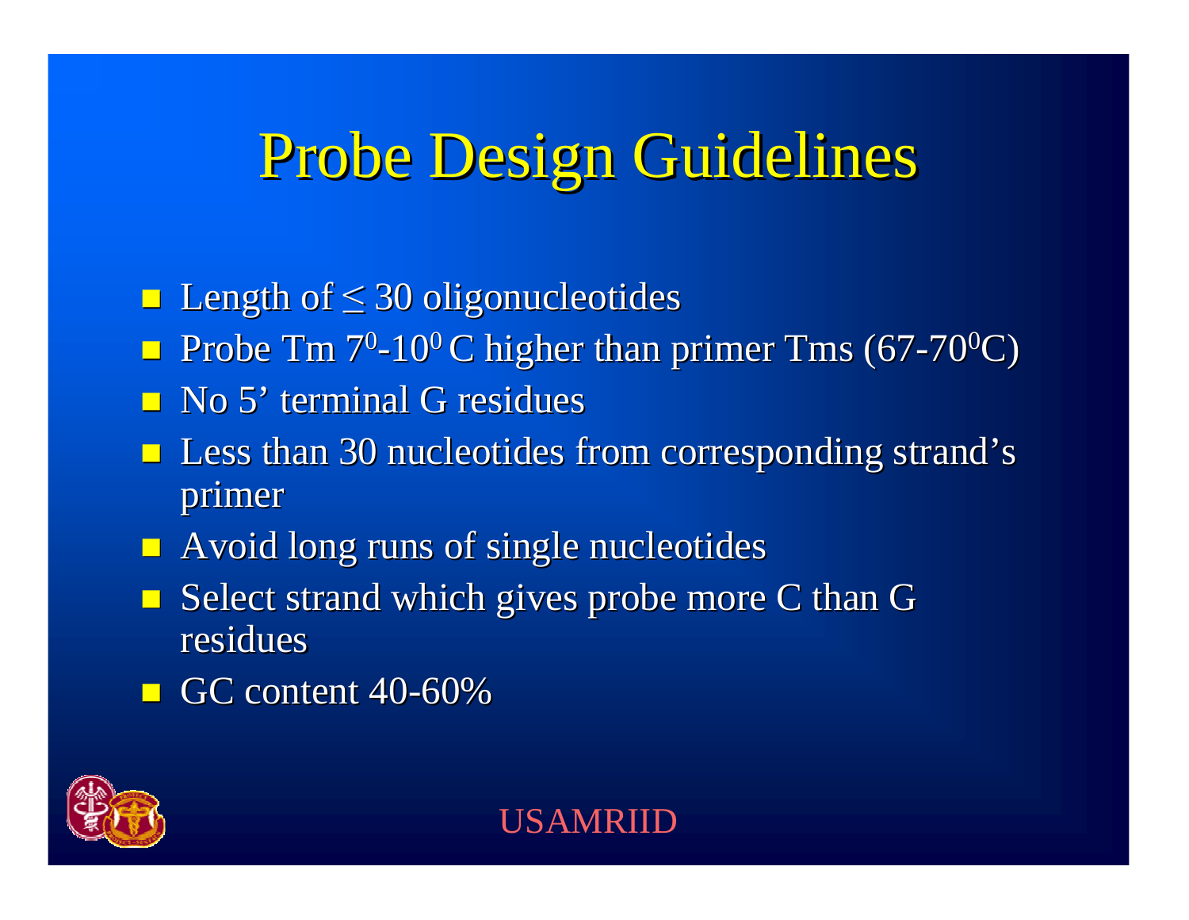# Probe Design Guidelines

- Length of ≤ 30 oligonucleotides
- Probe Tm $7^0$-$10^0$ C higher than primer Tms (67-$70^0$C)
- No 5' terminal G residues
- Less than 30 nucleotides from corresponding strand's primer
- Avoid long runs of single nucleotides
- Select strand which gives probe more C than G residues
- GC content 40-60%

USAMRIID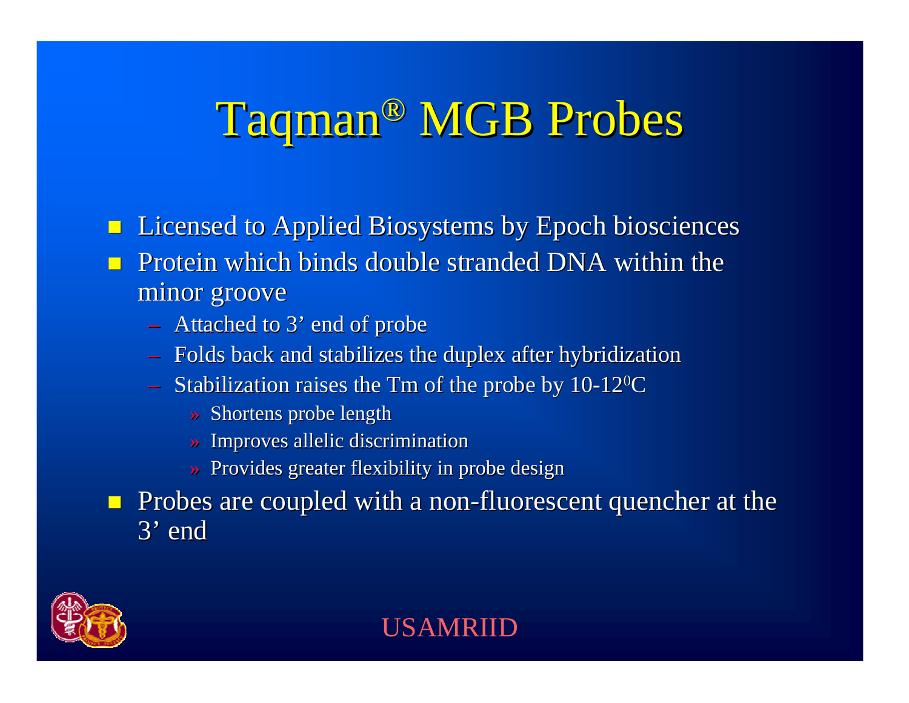# Taqman® MGB Probes

- Licensed to Applied Biosystems by Epoch biosciences
- Protein which binds double stranded DNA within the minor groove
  - Attached to 3' end of probe
  - Folds back and stabilizes the duplex after hybridization
  - Stabilization raises the Tm of the probe by 10-12$^{0}$C
    - Shortens probe length
    - Improves allelic discrimination
    - Provides greater flexibility in probe design
- Probes are coupled with a non-fluorescent quencher at the 3' end

USAMRIID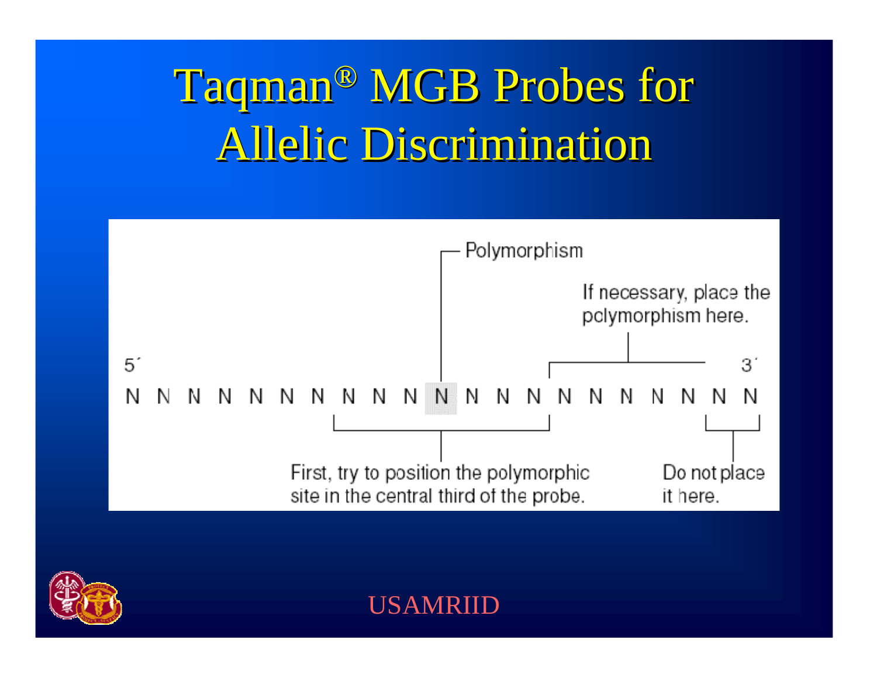# Taqman® MGB Probes for Allelic Discrimination

Polymorphism

If necessary, place the polymorphism here.

5´ N N N N N N N N N N N N N N N N N N N N N 3´

First, try to position the polymorphic site in the central third of the probe.

Do not place it here.

USAMRIID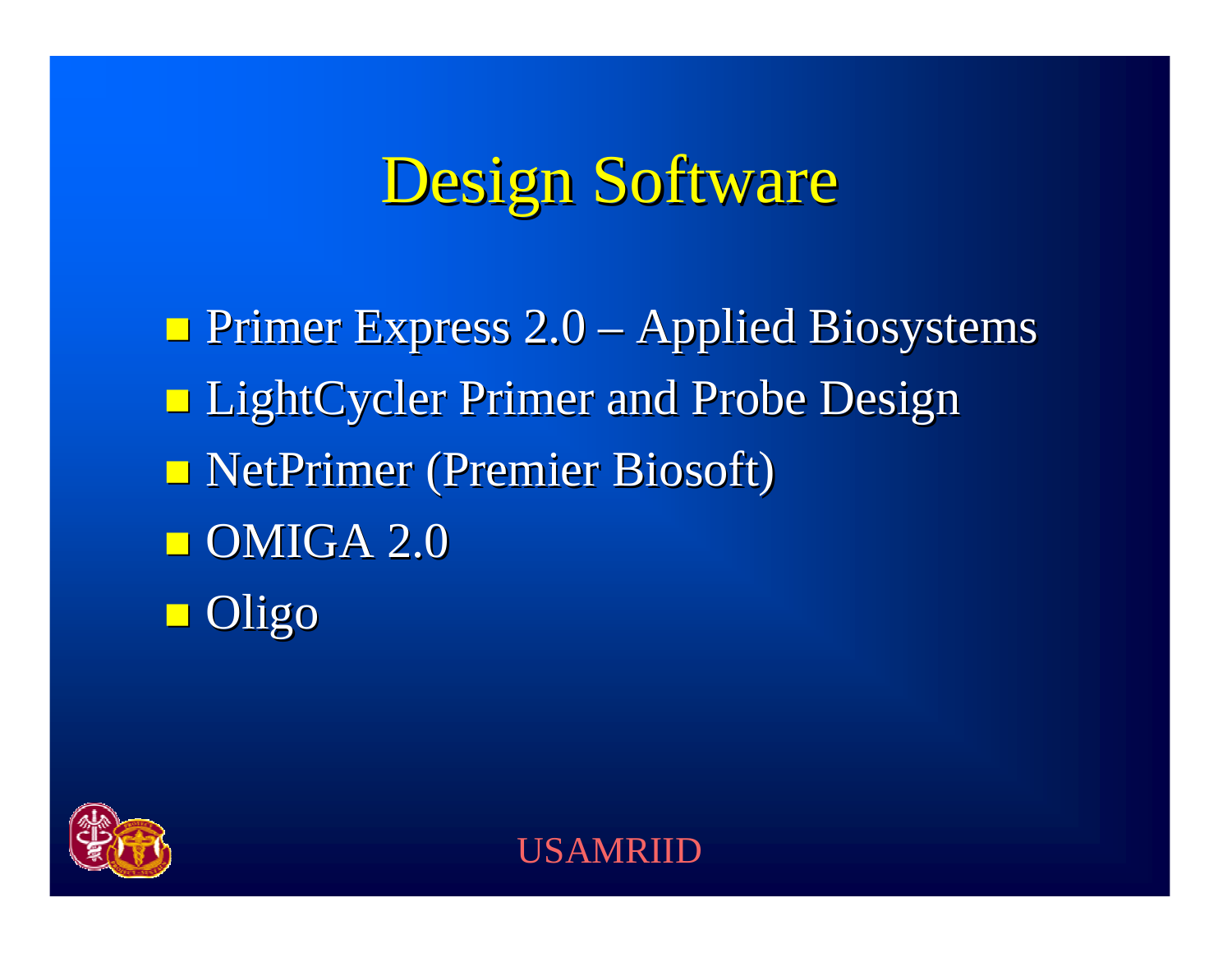# Design Software

- Primer Express 2.0 – Applied Biosystems
- LightCycler Primer and Probe Design
- NetPrimer (Premier Biosoft)
- OMIGA 2.0
- Oligo

USAMRIID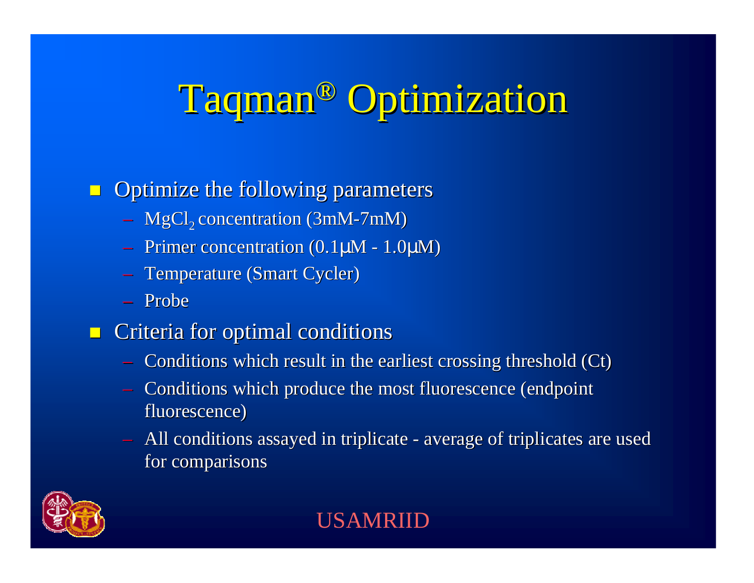# Taqman® Optimization

- Optimize the following parameters
  - $MgCl_2$ concentration (3mM-7mM)
  - Primer concentration (0.1µM - 1.0µM)
  - Temperature (Smart Cycler)
  - Probe
- Criteria for optimal conditions
  - Conditions which result in the earliest crossing threshold (Ct)
  - Conditions which produce the most fluorescence (endpoint fluorescence)
  - All conditions assayed in triplicate - average of triplicates are used for comparisons

USAMRIID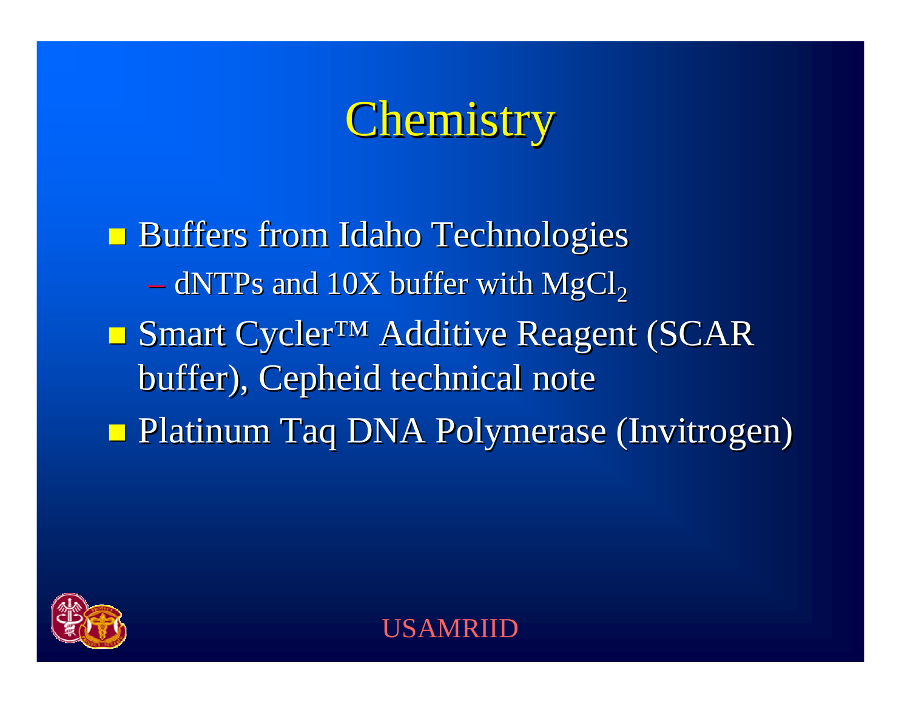# Chemistry

- Buffers from Idaho Technologies
  - dNTPs and 10X buffer with $MgCl_2$
- Smart Cycler™ Additive Reagent (SCAR buffer), Cepheid technical note
- Platinum Taq DNA Polymerase (Invitrogen)

USAMRIID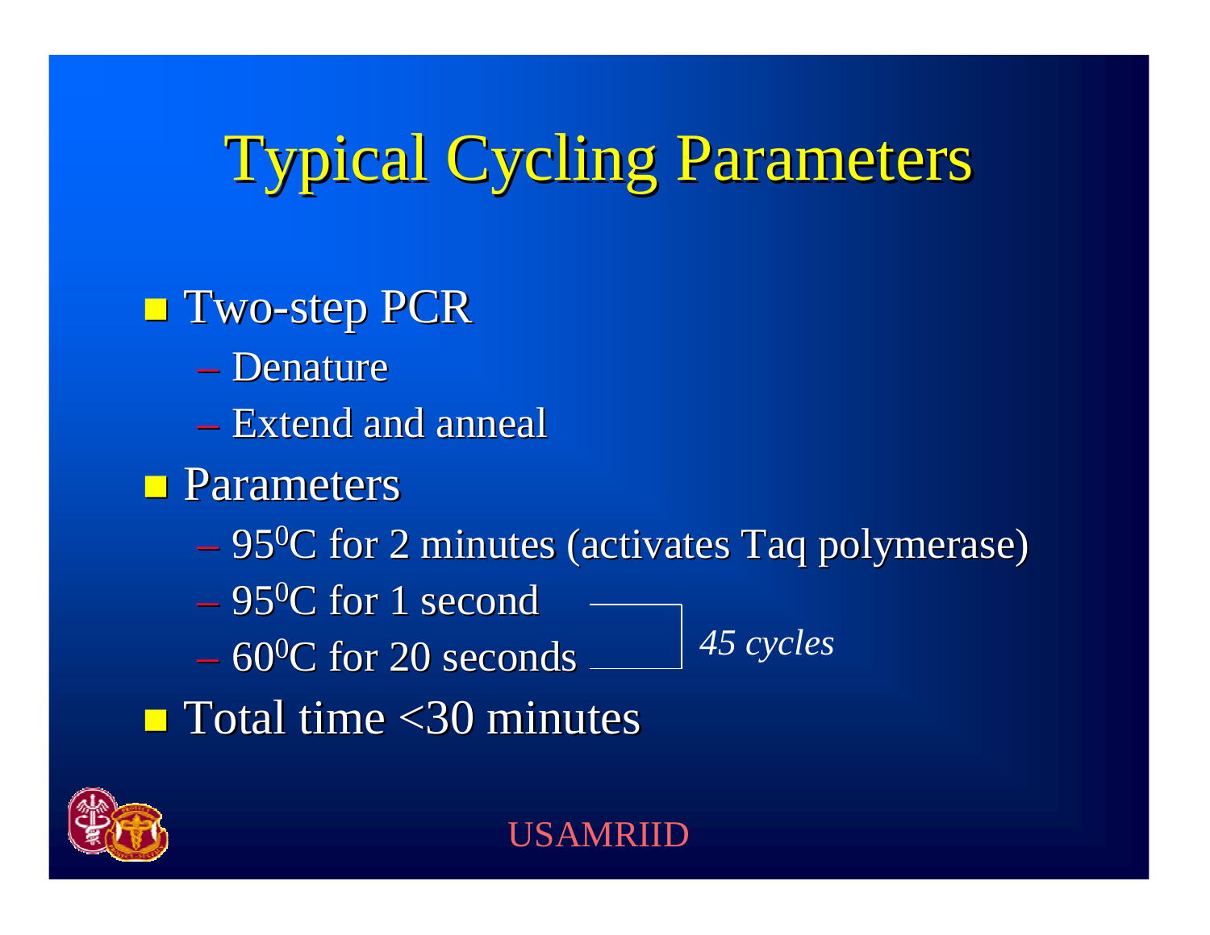# Typical Cycling Parameters

- Two-step PCR
  - Denature
  - Extend and anneal
- Parameters
  - $95^0$C for 2 minutes (activates Taq polymerase)
  - $95^0$C for 1 second
  - $60^0$C for 20 seconds

  *45 cycles*
- Total time <30 minutes

USAMRIID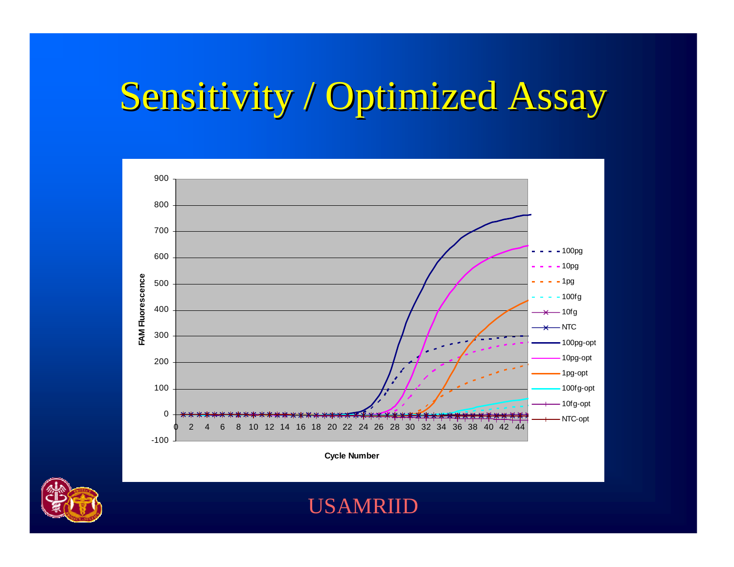# Sensitivity / Optimized Assay

USAMRIID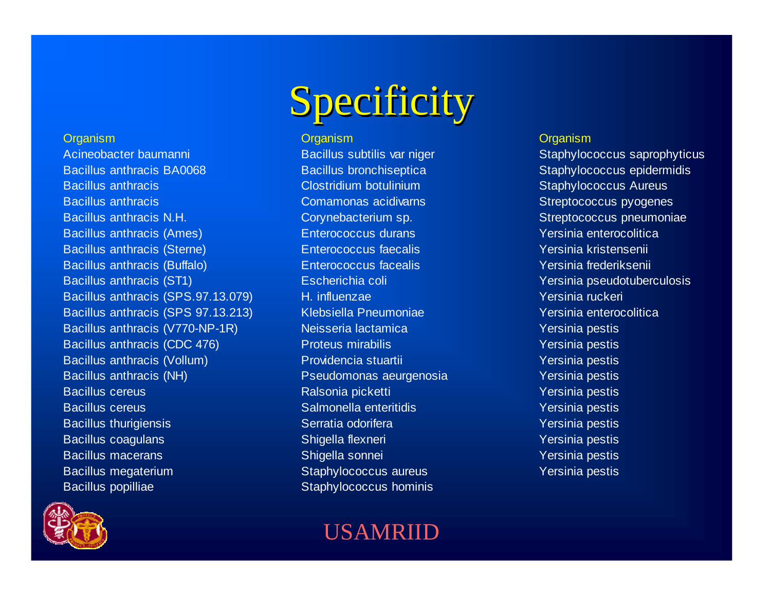# Specificity

Organism

Acineobacter baumanni
Bacillus anthracis BA0068
Bacillus anthracis
Bacillus anthracis
Bacillus anthracis N.H.
Bacillus anthracis (Ames)
Bacillus anthracis (Sterne)
Bacillus anthracis (Buffalo)
Bacillus anthracis (ST1)
Bacillus anthracis (SPS.97.13.079)
Bacillus anthracis (SPS 97.13.213)
Bacillus anthracis (V770-NP-1R)
Bacillus anthracis (CDC 476)
Bacillus anthracis (Vollum)
Bacillus anthracis (NH)
Bacillus cereus
Bacillus cereus
Bacillus thurigiensis
Bacillus coagulans
Bacillus macerans
Bacillus megaterium
Bacillus popilliae

Organism

Bacillus subtilis var niger
Bacillus bronchiseptica
Clostridium botulinium
Comamonas acidivarns
Corynebacterium sp.
Enterococcus durans
Enterococcus faecalis
Enterococcus facealis
Escherichia coli
H. influenzae
Klebsiella Pneumoniae
Neisseria lactamica
Proteus mirabilis
Providencia stuartii
Pseudomonas aeurgenosia
Ralsonia picketti
Salmonella enteritidis
Serratia odorifera
Shigella flexneri
Shigella sonnei
Staphylococcus aureus
Staphylococcus hominis

Organism

Staphylococcus saprophyticus
Staphylococcus epidermidis
Staphylococcus Aureus
Streptococcus pyogenes
Streptococcus pneumoniae
Yersinia enterocolitica
Yersinia kristensenii
Yersinia frederiksenii
Yersinia pseudotuberculosis
Yersinia ruckeri
Yersinia enterocolitica
Yersinia pestis
Yersinia pestis
Yersinia pestis
Yersinia pestis
Yersinia pestis
Yersinia pestis
Yersinia pestis
Yersinia pestis
Yersinia pestis
Yersinia pestis

USAMRIID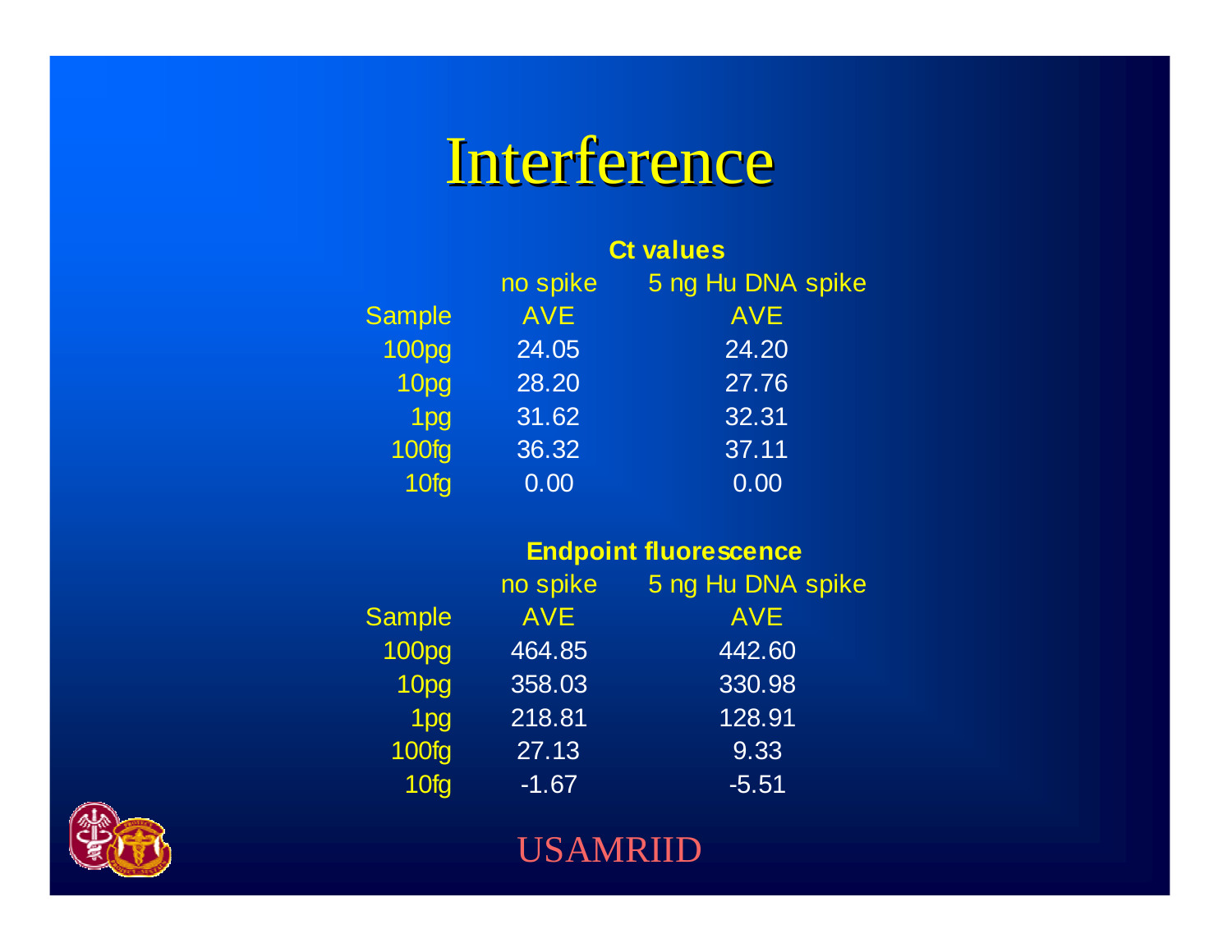# Interference

**Ct values**

| Sample | no spike AVE | 5 ng Hu DNA spike AVE |
|---|---|---|
| 100pg | 24.05 | 24.20 |
| 10pg | 28.20 | 27.76 |
| 1pg | 31.62 | 32.31 |
| 100fg | 36.32 | 37.11 |
| 10fg | 0.00 | 0.00 |

**Endpoint fluorescence**

| Sample | no spike AVE | 5 ng Hu DNA spike AVE |
|---|---|---|
| 100pg | 464.85 | 442.60 |
| 10pg | 358.03 | 330.98 |
| 1pg | 218.81 | 128.91 |
| 100fg | 27.13 | 9.33 |
| 10fg | -1.67 | -5.51 |

USAMRIID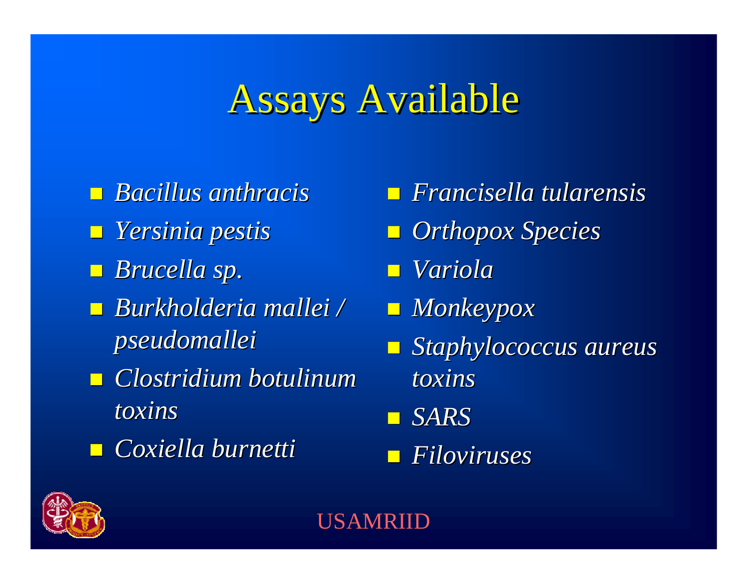# Assays Available

- *Bacillus anthracis*
- *Yersinia pestis*
- *Brucella sp.*
- *Burkholderia mallei / pseudomallei*
- *Clostridium botulinum toxins*
- *Coxiella burnetti*
- *Francisella tularensis*
- *Orthopox Species*
- *Variola*
- *Monkeypox*
- *Staphylococcus aureus toxins*
- *SARS*
- *Filoviruses*

USAMRIID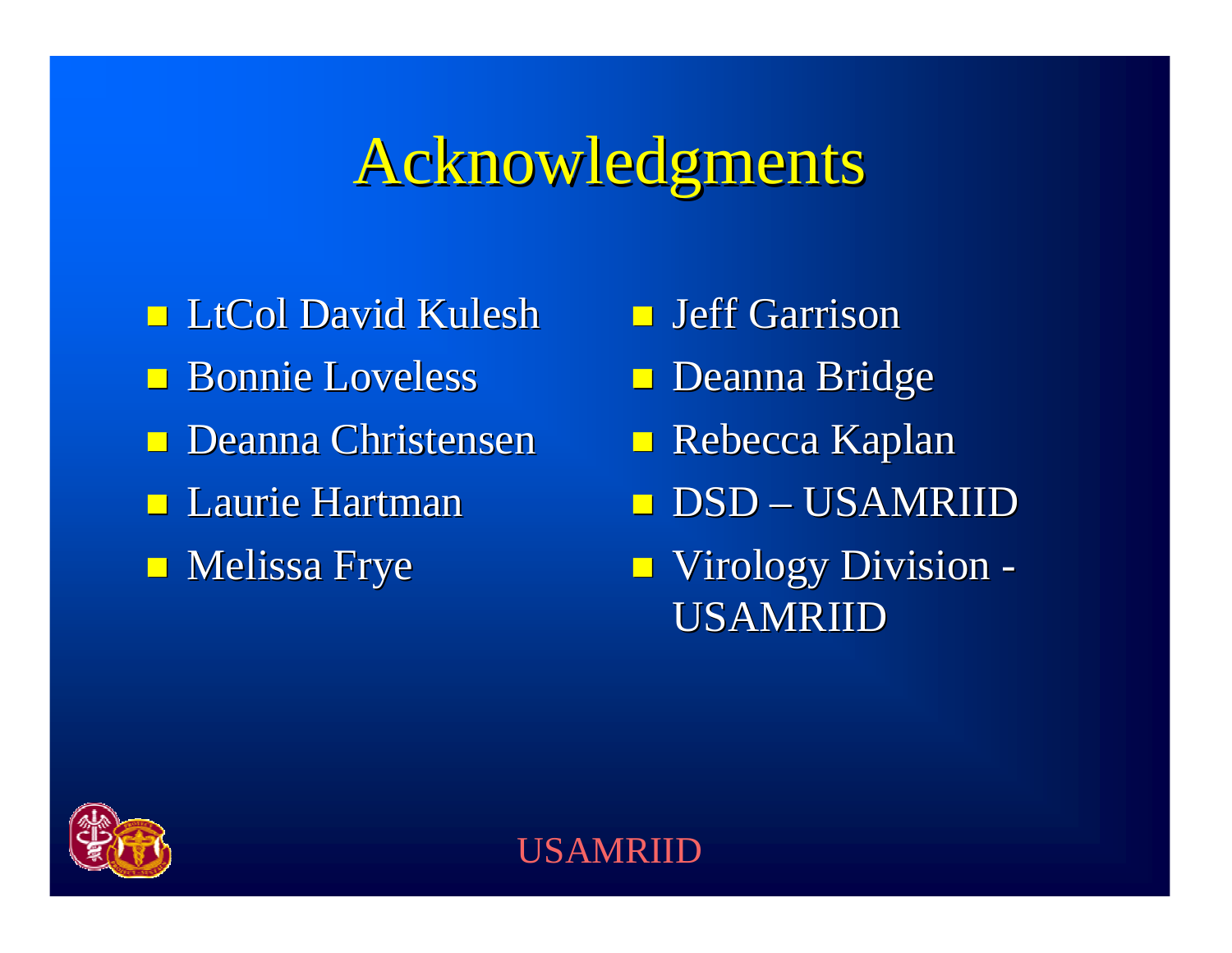# Acknowledgments

- LtCol David Kulesh
- Bonnie Loveless
- Deanna Christensen
- Laurie Hartman
- Melissa Frye
- Jeff Garrison
- Deanna Bridge
- Rebecca Kaplan
- DSD – USAMRIID
- Virology Division - USAMRIID